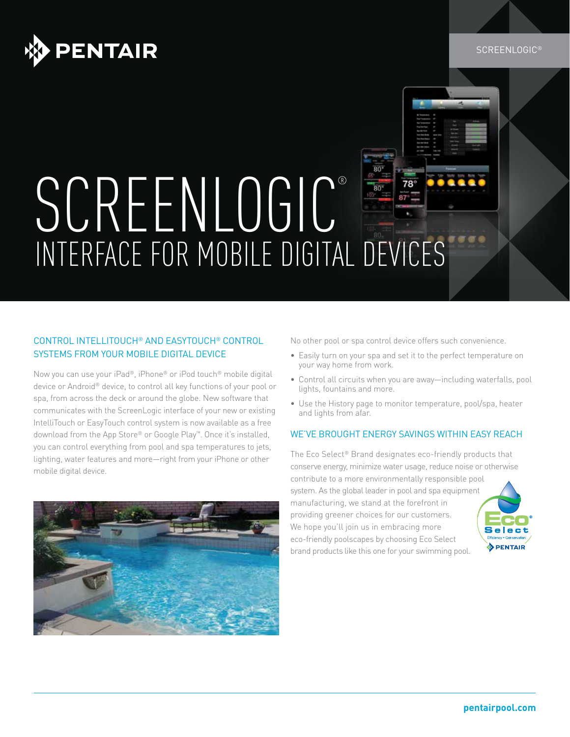PENTAIR

SCREENLOGIC®

# SCREENLOGIC®
## INTERFACE FOR MOBILE DIGITAL DEVICES

### CONTROL INTELLITOUCH® AND EASYTOUCH® CONTROL SYSTEMS FROM YOUR MOBILE DIGITAL DEVICE

Now you can use your iPad®, iPhone® or iPod touch® mobile digital device or Android® device, to control all key functions of your pool or spa, from across the deck or around the globe. New software that communicates with the ScreenLogic interface of your new or existing IntelliTouch or EasyTouch control system is now available as a free download from the App Store® or Google Play™. Once it's installed, you can control everything from pool and spa temperatures to jets, lighting, water features and more—right from your iPhone or other mobile digital device.

No other pool or spa control device offers such convenience.

- Easily turn on your spa and set it to the perfect temperature on your way home from work.
- Control all circuits when you are away—including waterfalls, pool lights, fountains and more.
- Use the History page to monitor temperature, pool/spa, heater and lights from afar.

### WE'VE BROUGHT ENERGY SAVINGS WITHIN EASY REACH

The Eco Select® Brand designates eco-friendly products that conserve energy, minimize water usage, reduce noise or otherwise contribute to a more environmentally responsible pool system. As the global leader in pool and spa equipment manufacturing, we stand at the forefront in providing greener choices for our customers. We hope you'll join us in embracing more eco-friendly poolscapes by choosing Eco Select brand products like this one for your swimming pool.

Eco® Select — Efficiency • Conservation — PENTAIR

pentairpool.com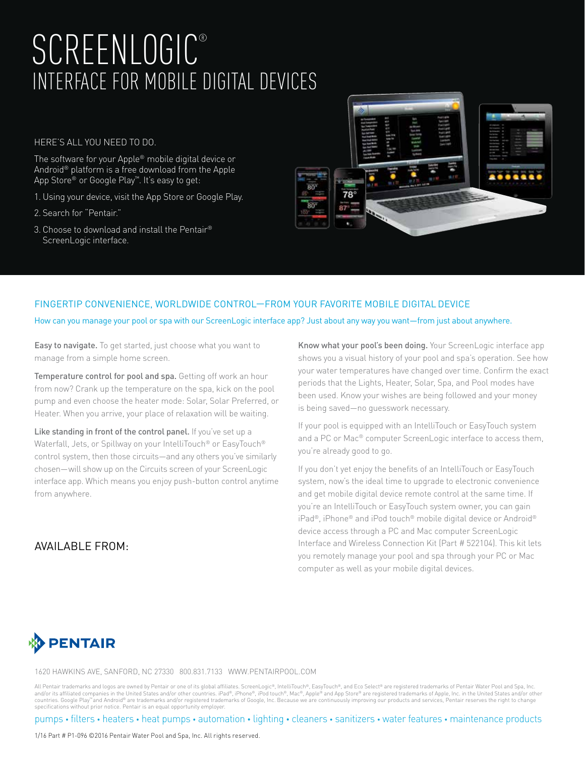# SCREENLOGIC®

## INTERFACE FOR MOBILE DIGITAL DEVICES

HERE'S ALL YOU NEED TO DO.

The software for your Apple® mobile digital device or Android® platform is a free download from the Apple App Store® or Google Play™. It's easy to get:

1. Using your device, visit the App Store or Google Play.
2. Search for "Pentair."
3. Choose to download and install the Pentair® ScreenLogic interface.

## FINGERTIP CONVENIENCE, WORLDWIDE CONTROL—FROM YOUR FAVORITE MOBILE DIGITAL DEVICE

How can you manage your pool or spa with our ScreenLogic interface app? Just about any way you want—from just about anywhere.

**Easy to navigate.** To get started, just choose what you want to manage from a simple home screen.

**Temperature control for pool and spa.** Getting off work an hour from now? Crank up the temperature on the spa, kick on the pool pump and even choose the heater mode: Solar, Solar Preferred, or Heater. When you arrive, your place of relaxation will be waiting.

**Like standing in front of the control panel.** If you've set up a Waterfall, Jets, or Spillway on your IntelliTouch® or EasyTouch® control system, then those circuits—and any others you've similarly chosen—will show up on the Circuits screen of your ScreenLogic interface app. Which means you enjoy push-button control anytime from anywhere.

**Know what your pool's been doing.** Your ScreenLogic interface app shows you a visual history of your pool and spa's operation. See how your water temperatures have changed over time. Confirm the exact periods that the Lights, Heater, Solar, Spa, and Pool modes have been used. Know your wishes are being followed and your money is being saved—no guesswork necessary.

If your pool is equipped with an IntelliTouch or EasyTouch system and a PC or Mac® computer ScreenLogic interface to access them, you're already good to go.

If you don't yet enjoy the benefits of an IntelliTouch or EasyTouch system, now's the ideal time to upgrade to electronic convenience and get mobile digital device remote control at the same time. If you're an IntelliTouch or EasyTouch system owner, you can gain iPad®, iPhone® and iPod touch® mobile digital device or Android® device access through a PC and Mac computer ScreenLogic Interface and Wireless Connection Kit (Part # 522104). This kit lets you remotely manage your pool and spa through your PC or Mac computer as well as your mobile digital devices.

AVAILABLE FROM:

PENTAIR

1620 HAWKINS AVE, SANFORD, NC 27330 800.831.7133 WWW.PENTAIRPOOL.COM

All Pentair trademarks and logos are owned by Pentair or one of its global affiliates. ScreenLogic®, IntelliTouch®, EasyTouch®, and Eco Select® are registered trademarks of Pentair Water Pool and Spa, Inc. and/or its affiliated companies in the United States and/or other countries. iPad®, iPhone®, iPod touch®, Mac®, Apple® and App Store® are registered trademarks of Apple, Inc. in the United States and/or other countries. Google Play™and Android® are trademarks and/or registered trademarks of Google, Inc. Because we are continuously improving our products and services, Pentair reserves the right to change specifications without prior notice. Pentair is an equal opportunity employer.

pumps • filters • heaters • heat pumps • automation • lighting • cleaners • sanitizers • water features • maintenance products

1/16 Part # P1-096 ©2016 Pentair Water Pool and Spa, Inc. All rights reserved.